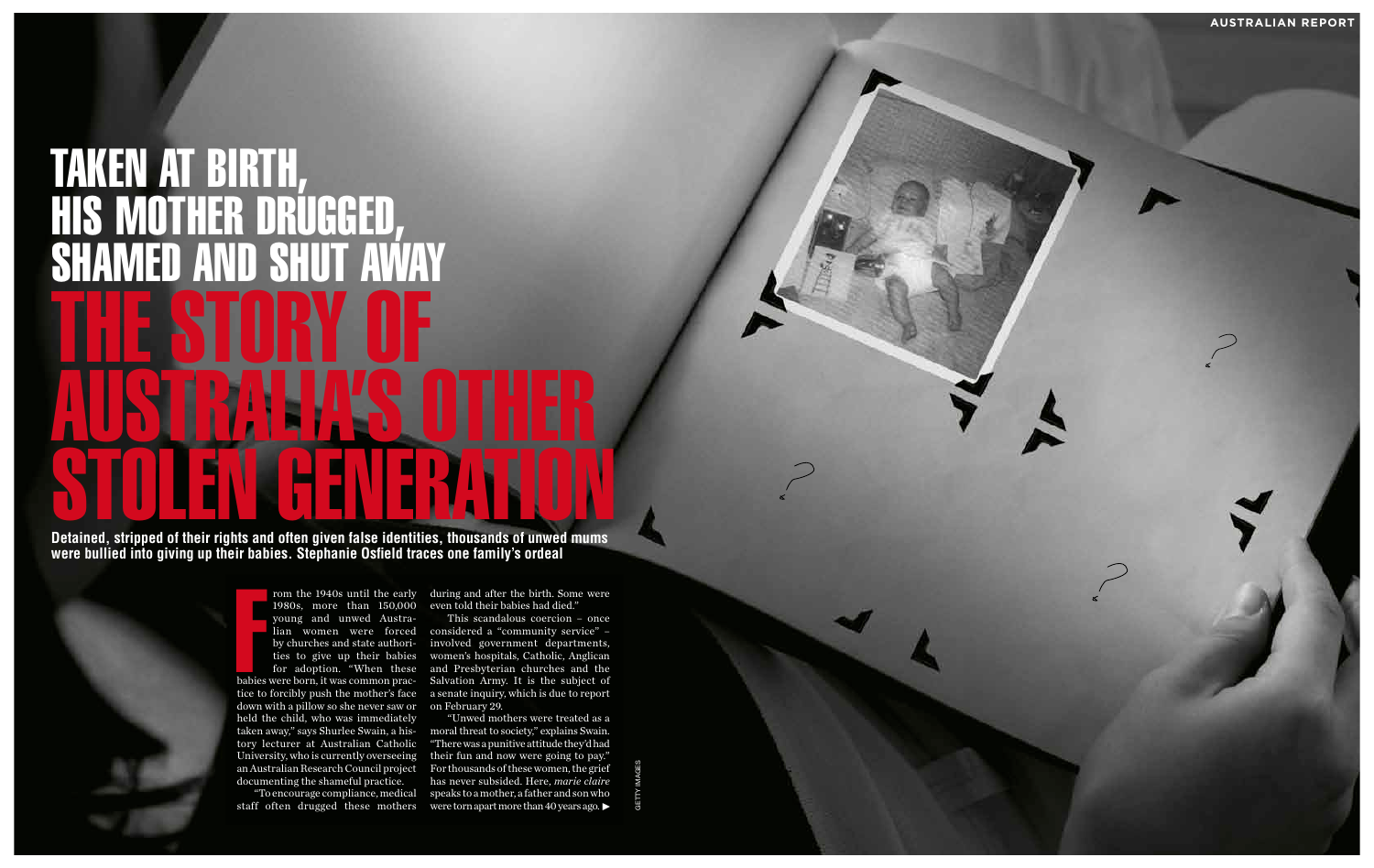# TAKEN AT BIRTH, HIS MOTHER DRUGGED, SHAMED AND SHUT AWAY

# THE STORY OF AUSTRALIA'S OTHER STOLEN GENERATION

**Detained, stripped of their rights and often given false identities, thousands of unwed mums were bullied into giving up their babies. Stephanie Osfield traces one family's ordeal**

From the 1940s until the early 1980s, more than 150,000 young and unwed Australian women were forced by churches and state authorities to give up their babies for adoption. "When these babies were born, it was common practice to forcibly push the mother's face down with a pillow so she never saw or held the child, who was immediately taken away," says Shurlee Swain, a history lecturer at Australian Catholic University, who is currently overseeing an Australian Research Council project documenting the shameful practice.

"To encourage compliance, medical staff often drugged these mothers during and after the birth. Some were even told their babies had died."

This scandalous coercion – once considered a "community service" – involved government departments, women's hospitals, Catholic, Anglican and Presbyterian churches and the Salvation Army. It is the subject of a senate inquiry, which is due to report on February 29.

"Unwed mothers were treated as a moral threat to society," explains Swain. "There was a punitive attitude they'd had their fun and now were going to pay." For thousands of these women, the grief has never subsided. Here, *marie claire* speaks to a mother, a father and son who were torn apart more than 40 years ago. ▶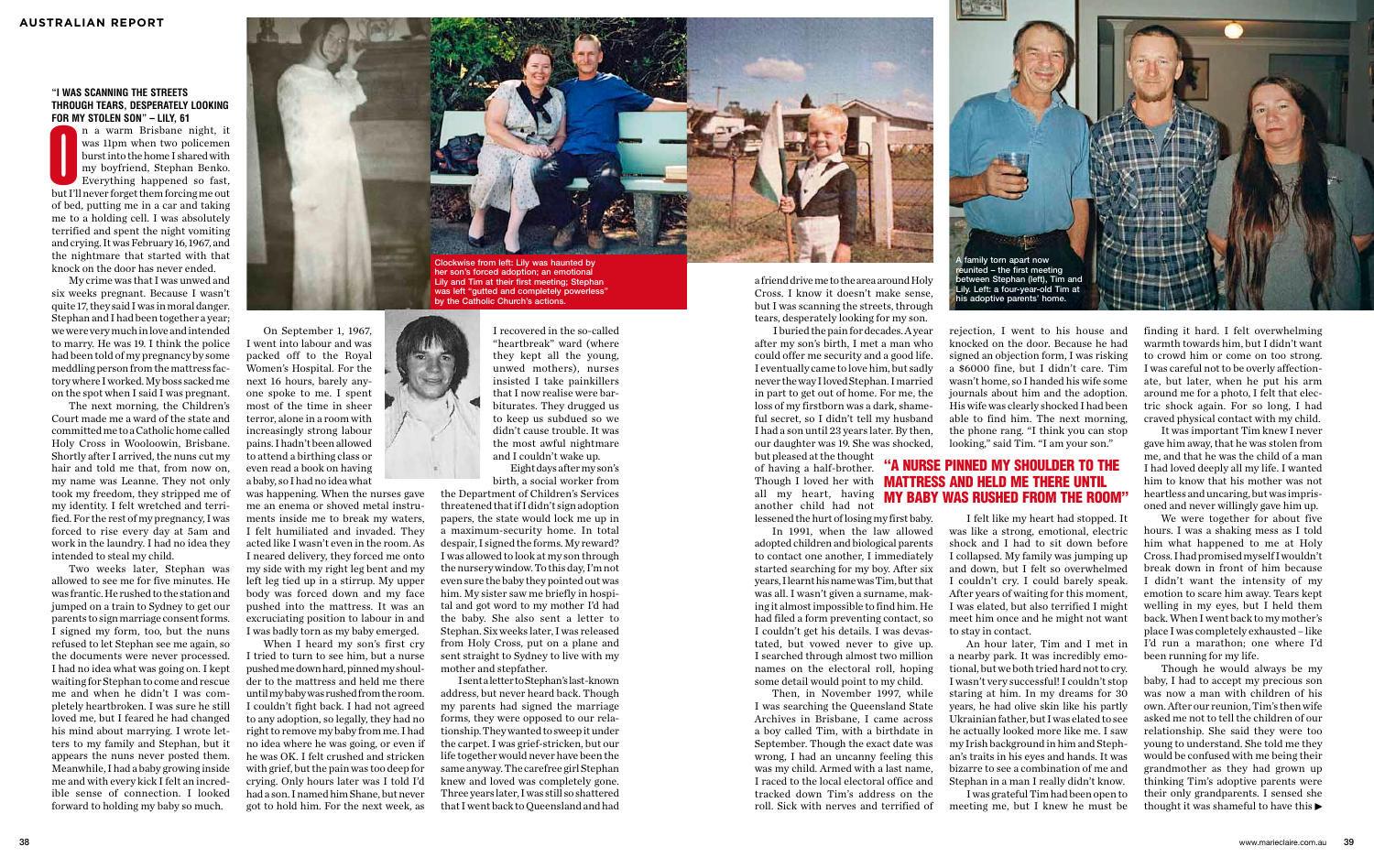### "I WAS SCANNING THE STREETS THROUGH TEARS, DESPERATELY LOOKING FOR MY STOLEN SON" – LILY, 61

On a warm Brisbane night, it was 11pm when two policemen burst into the home I shared with my boyfriend, Stephan Benko. Everything happened so fast, but I'll never forget them forcing me out of bed, putting me in a car and taking me to a holding cell. I was absolutely terrified and spent the night vomiting and crying. It was February 16, 1967, and the nightmare that started with that knock on the door has never ended.

My crime was that I was unwed and six weeks pregnant. Because I wasn't quite 17, they said I was in moral danger. Stephan and I had been together a year; we were very much in love and intended to marry. He was 19. I think the police had been told of my pregnancy by some meddling person from the mattress factory where I worked. My boss sacked me on the spot when I said I was pregnant.

The next morning, the Children's Court made me a ward of the state and committed me to a Catholic home called Holy Cross in Wooloowin, Brisbane. Shortly after I arrived, the nuns cut my hair and told me that, from now on, my name was Leanne. They not only took my freedom, they stripped me of my identity. I felt wretched and terrified. For the rest of my pregnancy, I was forced to rise every day at 5am and work in the laundry. I had no idea they intended to steal my child.

Two weeks later, Stephan was allowed to see me for five minutes. He was frantic. He rushed to the station and jumped on a train to Sydney to get our parents to sign marriage consent forms. I signed my form, too, but the nuns refused to let Stephan see me again, so the documents were never processed. I had no idea what was going on. I kept waiting for Stephan to come and rescue me and when he didn't I was completely heartbroken. I was sure he still loved me, but I feared he had changed his mind about marrying. I wrote letters to my family and Stephan, but it appears the nuns never posted them. Meanwhile, I had a baby growing inside me and with every kick I felt an incredible sense of connection. I looked forward to holding my baby so much.

On September 1, 1967, I went into labour and was packed off to the Royal Women's Hospital. For the next 16 hours, barely anyone spoke to me. I spent most of the time in sheer terror, alone in a room with increasingly strong labour pains. I hadn't been allowed to attend a birthing class or even read a book on having a baby, so I had no idea what was happening. When the nurses gave me an enema or shoved metal instruments inside me to break my waters, I felt humiliated and invaded. They acted like I wasn't even in the room. As I neared delivery, they forced me onto my side with my right leg bent and my left leg tied up in a stirrup. My upper body was forced down and my face pushed into the mattress. It was an excruciating position to labour in and I was badly torn as my baby emerged.

When I heard my son's first cry I tried to turn to see him, but a nurse pushed me down hard, pinned my shoulder to the mattress and held me there until my baby was rushed from the room. I couldn't fight back. I had not agreed to any adoption, so legally, they had no right to remove my baby from me. I had no idea where he was going, or even if he was OK. I felt crushed and stricken with grief, but the pain was too deep for crying. Only hours later was I told I'd had a son. I named him Shane, but never got to hold him. For the next week, as I recovered in the so-called "heartbreak" ward (where they kept all the young, unwed mothers), nurses insisted I take painkillers that I now realise were barbiturates. They drugged us to keep us subdued so we didn't cause trouble. It was the most awful nightmare and I couldn't wake up.

Eight days after my son's birth, a social worker from the Department of Children's Services threatened that if I didn't sign adoption papers, the state would lock me up in a maximum-security home. In total despair, I signed the forms. My reward? I was allowed to look at my son through the nursery window. To this day, I'm not even sure the baby they pointed out was him. My sister saw me briefly in hospital and got word to my mother I'd had the baby. She also sent a letter to Stephan. Six weeks later, I was released from Holy Cross, put on a plane and sent straight to Sydney to live with my mother and stepfather.

I sent a letter to Stephan's last-known address, but never heard back. Though my parents had signed the marriage forms, they were opposed to our relationship. They wanted to sweep it under the carpet. I was grief-stricken, but our life together would never have been the same anyway. The carefree girl Stephan knew and loved was completely gone. Three years later, I was still so shattered that I went back to Queensland and had a friend drive me to the area around Holy Cross. I know it doesn't make sense, but I was scanning the streets, through tears, desperately looking for my son.

I buried the pain for decades. A year after my son's birth, I met a man who could offer me security and a good life. I eventually came to love him, but sadly never the way I loved Stephan. I married in part to get out of home. For me, the loss of my firstborn was a dark, shameful secret, so I didn't tell my husband I had a son until 23 years later. By then, our daughter was 19. She was shocked, but pleased at the thought of having a half-brother. Though I loved her with all my heart, having another child had not lessened the hurt of losing my first baby.

In 1991, when the law allowed adopted children and biological parents to contact one another, I immediately started searching for my son. After six years, I learnt his name was Tim, but that was all. I wasn't given a surname, making it almost impossible to find him. He had filed a form preventing contact, so I couldn't get his details. I was devastated, but vowed never to give up. I searched through almost two million names on the electoral roll, hoping some detail would point to my child.

Then, in November 1997, while I was searching the Queensland State Archives in Brisbane, I came across a boy called Tim, with a birthdate in September. Though the exact date was wrong, I had an uncanny feeling this was my child. Armed with a last name, I raced to the local electoral office and tracked down Tim's address on the roll. Sick with nerves and terrified of rejection, I went to his house and knocked on the door. Because he had signed an objection form, I was risking a $6000 fine, but I didn't care. Tim wasn't home, so I handed his wife some journals about him and the adoption. His wife was clearly shocked I had been able to find him. The next morning, the phone rang. "I think you can stop looking," said Tim. "I am your son."

### "A NURSE PINNED MY SHOULDER TO THE MATTRESS AND HELD ME THERE UNTIL MY BABY WAS RUSHED FROM THE ROOM"

I felt like my heart had stopped. It was like a strong, emotional, electric shock and I had to sit down before I collapsed. My family was jumping up and down, but I felt so overwhelmed I couldn't cry. I could barely speak. After years of waiting for this moment, I was elated, but also terrified I might meet him once and he might not want to stay in contact.

An hour later, Tim and I met in a nearby park. It was incredibly emotional, but we both tried hard not to cry. I wasn't very successful! I couldn't stop staring at him. In my dreams for 30 years, he had olive skin like his partly Ukrainian father, but I was elated to see he actually looked more like me. I saw my Irish background in him and Stephan's traits in his eyes and hands. It was bizarre to see a combination of me and Stephan in a man I really didn't know.

I was grateful Tim had been open to meeting me, but I knew he must be finding it hard. I felt overwhelming warmth towards him, but I didn't want to crowd him or come on too strong. I was careful not to be overly affectionate, but later, when he put his arm around me for a photo, I felt that electric shock again. For so long, I had craved physical contact with my child.

It was important Tim knew I never gave him away, that he was stolen from me, and that he was the child of a man I had loved deeply all my life. I wanted him to know that his mother was not heartless and uncaring, but was imprisoned and never willingly gave him up.

We were together for about five hours. I was a shaking mess as I told him what happened to me at Holy Cross. I had promised myself I wouldn't break down in front of him because I didn't want the intensity of my emotion to scare him away. Tears kept welling in my eyes, but I held them back. When I went back to my mother's place I was completely exhausted – like I'd run a marathon; one where I'd been running for my life.

Though he would always be my baby, I had to accept my precious son was now a man with children of his own. After our reunion, Tim's then wife asked me not to tell the children of our relationship. She said they were too young to understand. She told me they would be confused with me being their grandmother as they had grown up thinking Tim's adoptive parents were their only grandparents. I sensed she thought it was shameful to have this ▶

Clockwise from left: Lily was haunted by her son's forced adoption; an emotional Lily and Tim at their first meeting; Stephan was left "gutted and completely powerless" by the Catholic Church's actions.

A family torn apart now reunited – the first meeting between Stephan (left), Tim and Lily. Left: a four-year-old Tim at his adoptive parents' home.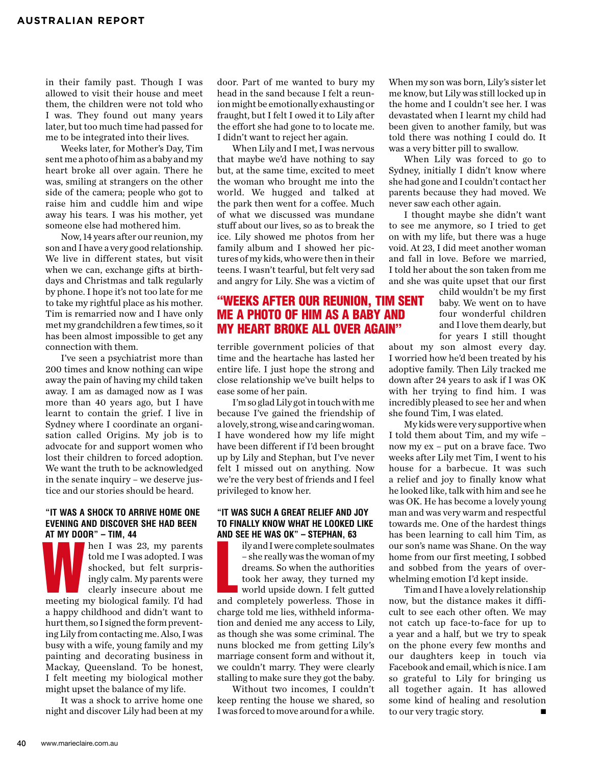in their family past. Though I was allowed to visit their house and meet them, the children were not told who I was. They found out many years later, but too much time had passed for me to be integrated into their lives.

Weeks later, for Mother's Day, Tim sent me a photo of him as a baby and my heart broke all over again. There he was, smiling at strangers on the other side of the camera; people who got to raise him and cuddle him and wipe away his tears. I was his mother, yet someone else had mothered him.

Now, 14 years after our reunion, my son and I have a very good relationship. We live in different states, but visit when we can, exchange gifts at birthdays and Christmas and talk regularly by phone. I hope it's not too late for me to take my rightful place as his mother. Tim is remarried now and I have only met my grandchildren a few times, so it has been almost impossible to get any connection with them.

I've seen a psychiatrist more than 200 times and know nothing can wipe away the pain of having my child taken away. I am as damaged now as I was more than 40 years ago, but I have learnt to contain the grief. I live in Sydney where I coordinate an organisation called Origins. My job is to advocate for and support women who lost their children to forced adoption. We want the truth to be acknowledged in the senate inquiry – we deserve justice and our stories should be heard.

### "IT WAS A SHOCK TO ARRIVE HOME ONE EVENING AND DISCOVER SHE HAD BEEN AT MY DOOR" – TIM, 44

When I was 23, my parents told me I was adopted. I was shocked, but felt surprisingly calm. My parents were clearly insecure about me meeting my biological family. I'd had a happy childhood and didn't want to hurt them, so I signed the form preventing Lily from contacting me. Also, I was busy with a wife, young family and my painting and decorating business in Mackay, Queensland. To be honest, I felt meeting my biological mother might upset the balance of my life.

It was a shock to arrive home one night and discover Lily had been at my door. Part of me wanted to bury my head in the sand because I felt a reunion might be emotionally exhausting or fraught, but I felt I owed it to Lily after the effort she had gone to to locate me. I didn't want to reject her again.

When Lily and I met, I was nervous that maybe we'd have nothing to say but, at the same time, excited to meet the woman who brought me into the world. We hugged and talked at the park then went for a coffee. Much of what we discussed was mundane stuff about our lives, so as to break the ice. Lily showed me photos from her family album and I showed her pictures of my kids, who were then in their teens. I wasn't tearful, but felt very sad and angry for Lily. She was a victim of terrible government policies of that time and the heartache has lasted her entire life. I just hope the strong and close relationship we've built helps to ease some of her pain.

**"WEEKS AFTER OUR REUNION, TIM SENT ME A PHOTO OF HIM AS A BABY AND MY HEART BROKE ALL OVER AGAIN"**

I'm so glad Lily got in touch with me because I've gained the friendship of a lovely, strong, wise and caring woman. I have wondered how my life might have been different if I'd been brought up by Lily and Stephan, but I've never felt I missed out on anything. Now we're the very best of friends and I feel privileged to know her.

### "IT WAS SUCH A GREAT RELIEF AND JOY TO FINALLY KNOW WHAT HE LOOKED LIKE AND SEE HE WAS OK" – STEPHAN, 63

Lily and I were complete soulmates – she really was the woman of my dreams. So when the authorities took her away, they turned my world upside down. I felt gutted and completely powerless. Those in charge told me lies, withheld information and denied me any access to Lily, as though she was some criminal. The nuns blocked me from getting Lily's marriage consent form and without it, we couldn't marry. They were clearly stalling to make sure they got the baby.

Without two incomes, I couldn't keep renting the house we shared, so I was forced to move around for a while. When my son was born, Lily's sister let me know, but Lily was still locked up in the home and I couldn't see her. I was devastated when I learnt my child had been given to another family, but was told there was nothing I could do. It was a very bitter pill to swallow.

When Lily was forced to go to Sydney, initially I didn't know where she had gone and I couldn't contact her parents because they had moved. We never saw each other again.

I thought maybe she didn't want to see me anymore, so I tried to get on with my life, but there was a huge void. At 23, I did meet another woman and fall in love. Before we married, I told her about the son taken from me and she was quite upset that our first child wouldn't be my first baby. We went on to have four wonderful children and I love them dearly, but for years I still thought about my son almost every day. I worried how he'd been treated by his adoptive family. Then Lily tracked me down after 24 years to ask if I was OK with her trying to find him. I was incredibly pleased to see her and when she found Tim, I was elated.

My kids were very supportive when I told them about Tim, and my wife – now my ex – put on a brave face. Two weeks after Lily met Tim, I went to his house for a barbecue. It was such a relief and joy to finally know what he looked like, talk with him and see he was OK. He has become a lovely young man and was very warm and respectful towards me. One of the hardest things has been learning to call him Tim, as our son's name was Shane. On the way home from our first meeting, I sobbed and sobbed from the years of overwhelming emotion I'd kept inside.

Tim and I have a lovely relationship now, but the distance makes it difficult to see each other often. We may not catch up face-to-face for up to a year and a half, but we try to speak on the phone every few months and our daughters keep in touch via Facebook and email, which is nice. I am so grateful to Lily for bringing us all together again. It has allowed some kind of healing and resolution to our very tragic story. ■